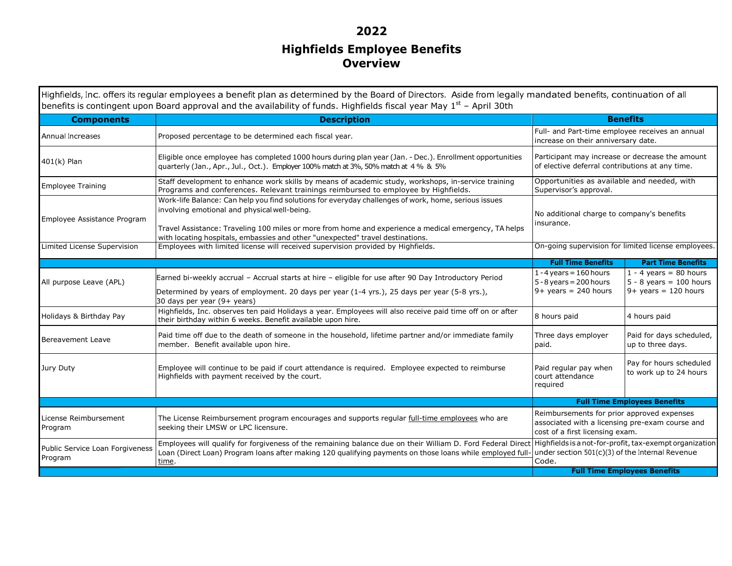# 2022

## Highfields Employee Benefits Overview

Highfields, Inc. offers its regular employees a benefit plan as determined by the Board of Directors. Aside from legally mandated benefits, continuation of all benefits is contingent upon Board approval and the availability of funds. Highfields fiscal year May 1st – April 30th

| Components | Description | Benefits | |
|---|---|---|---|
| Annual Increases | Proposed percentage to be determined each fiscal year. | Full- and Part-time employee receives an annual increase on their anniversary date. | |
| 401(k) Plan | Eligible once employee has completed 1000 hours during plan year (Jan. - Dec.). Enrollment opportunities quarterly (Jan., Apr., Jul., Oct.). Employer 100% match at 3%, 50% match at 4 % & 5% | Participant may increase or decrease the amount of elective deferral contributions at any time. | |
| Employee Training | Staff development to enhance work skills by means of academic study, workshops, in-service training Programs and conferences. Relevant trainings reimbursed to employee by Highfields. | Opportunities as available and needed, with Supervisor's approval. | |
| Employee Assistance Program | Work-life Balance: Can help you find solutions for everyday challenges of work, home, serious issues involving emotional and physical well-being.<br><br>Travel Assistance: Traveling 100 miles or more from home and experience a medical emergency, TA helps with locating hospitals, embassies and other "unexpected" travel destinations. | No additional charge to company's benefits insurance. | |
| Limited License Supervision | Employees with limited license will received supervision provided by Highfields. | On-going supervision for limited license employees. | |
| | | **Full Time Benefits** | **Part Time Benefits** |
| All purpose Leave (APL) | Earned bi-weekly accrual – Accrual starts at hire – eligible for use after 90 Day Introductory Period<br><br>Determined by years of employment. 20 days per year (1-4 yrs.), 25 days per year (5-8 yrs.), 30 days per year (9+ years) | 1 - 4 years = 160 hours<br>5 - 8 years = 200 hours<br>9+ years = 240 hours | 1 - 4 years = 80 hours<br>5 - 8 years = 100 hours<br>9+ years = 120 hours |
| Holidays & Birthday Pay | Highfields, Inc. observes ten paid Holidays a year. Employees will also receive paid time off on or after their birthday within 6 weeks. Benefit available upon hire. | 8 hours paid | 4 hours paid |
| Bereavement Leave | Paid time off due to the death of someone in the household, lifetime partner and/or immediate family member. Benefit available upon hire. | Three days employer paid. | Paid for days scheduled, up to three days. |
| Jury Duty | Employee will continue to be paid if court attendance is required. Employee expected to reimburse Highfields with payment received by the court. | Paid regular pay when court attendance required | Pay for hours scheduled to work up to 24 hours |
| | | **Full Time Employees Benefits** | |
| License Reimbursement Program | The License Reimbursement program encourages and supports regular full-time employees who are seeking their LMSW or LPC licensure. | Reimbursements for prior approved expenses associated with a licensing pre-exam course and cost of a first licensing exam. | |
| Public Service Loan Forgiveness Program | Employees will qualify for forgiveness of the remaining balance due on their William D. Ford Federal Direct Loan (Direct Loan) Program loans after making 120 qualifying payments on those loans while employed full-time. | Highfields is a not-for-profit, tax-exempt organization under section 501(c)(3) of the Internal Revenue Code. | |
| | | **Full Time Employees Benefits** | |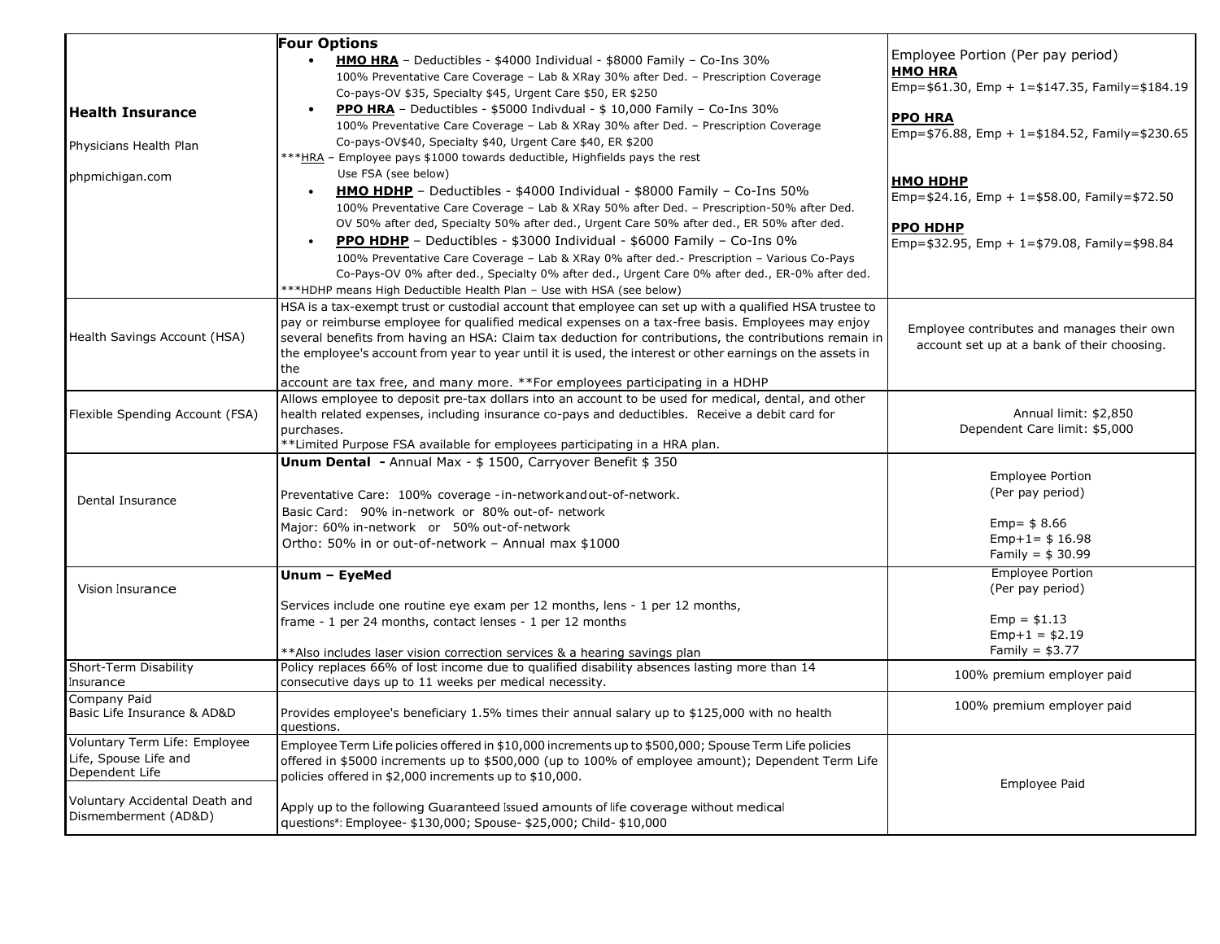| | | |
|---|---|---|
| **Health Insurance**<br><br>Physicians Health Plan<br><br>phpmichigan.com | **Four Options**<br>• **HMO HRA** – Deductibles - $4000 Individual - $8000 Family – Co-Ins 30%<br>100% Preventative Care Coverage – Lab & XRay 30% after Ded. – Prescription Coverage<br>Co-pays-OV $35, Specialty $45, Urgent Care $50, ER $250<br>• **PPO HRA** – Deductibles - $5000 Indivdual - $ 10,000 Family – Co-Ins 30%<br>100% Preventative Care Coverage – Lab & XRay 30% after Ded. – Prescription Coverage<br>Co-pays-OV$40, Specialty $40, Urgent Care $40, ER $200<br>***HRA – Employee pays $1000 towards deductible, Highfields pays the rest<br>Use FSA (see below)<br>• **HMO HDHP** – Deductibles - $4000 Individual - $8000 Family – Co-Ins 50%<br>100% Preventative Care Coverage – Lab & XRay 50% after Ded. – Prescription-50% after Ded.<br>OV 50% after ded, Specialty 50% after ded., Urgent Care 50% after ded., ER 50% after ded.<br>• **PPO HDHP** – Deductibles - $3000 Individual - $6000 Family – Co-Ins 0%<br>100% Preventative Care Coverage – Lab & XRay 0% after ded.- Prescription – Various Co-Pays<br>Co-Pays-OV 0% after ded., Specialty 0% after ded., Urgent Care 0% after ded., ER-0% after ded.<br>***HDHP means High Deductible Health Plan – Use with HSA (see below) | Employee Portion (Per pay period)<br>**HMO HRA**<br>Emp=$61.30, Emp + 1=$147.35, Family=$184.19<br><br>**PPO HRA**<br>Emp=$76.88, Emp + 1=$184.52, Family=$230.65<br><br>**HMO HDHP**<br>Emp=$24.16, Emp + 1=$58.00, Family=$72.50<br><br>**PPO HDHP**<br>Emp=$32.95, Emp + 1=$79.08, Family=$98.84 |
| Health Savings Account (HSA) | HSA is a tax-exempt trust or custodial account that employee can set up with a qualified HSA trustee to pay or reimburse employee for qualified medical expenses on a tax-free basis. Employees may enjoy several benefits from having an HSA: Claim tax deduction for contributions, the contributions remain in the employee's account from year to year until it is used, the interest or other earnings on the assets in the<br>account are tax free, and many more. **For employees participating in a HDHP | Employee contributes and manages their own account set up at a bank of their choosing. |
| Flexible Spending Account (FSA) | Allows employee to deposit pre-tax dollars into an account to be used for medical, dental, and other health related expenses, including insurance co-pays and deductibles. Receive a debit card for purchases.<br>**Limited Purpose FSA available for employees participating in a HRA plan. | Annual limit: $2,850<br>Dependent Care limit: $5,000 |
| Dental Insurance | **Unum Dental** - Annual Max - $ 1500, Carryover Benefit $ 350<br><br>Preventative Care: 100% coverage - in-network and out-of-network.<br>Basic Card: 90% in-network or 80% out-of- network<br>Major: 60% in-network or 50% out-of-network<br>Ortho: 50% in or out-of-network – Annual max $1000 | Employee Portion<br>(Per pay period)<br><br>Emp= $ 8.66<br>Emp+1= $ 16.98<br>Family = $ 30.99 |
| Vision Insurance | **Unum – EyeMed**<br><br>Services include one routine eye exam per 12 months, lens - 1 per 12 months, frame - 1 per 24 months, contact lenses - 1 per 12 months<br><br>**Also includes laser vision correction services & a hearing savings plan | Employee Portion<br>(Per pay period)<br><br>Emp = $1.13<br>Emp+1 = $2.19<br>Family = $3.77 |
| Short-Term Disability Insurance | Policy replaces 66% of lost income due to qualified disability absences lasting more than 14 consecutive days up to 11 weeks per medical necessity. | 100% premium employer paid |
| Company Paid<br>Basic Life Insurance & AD&D | Provides employee's beneficiary 1.5% times their annual salary up to $125,000 with no health questions. | 100% premium employer paid |
| Voluntary Term Life: Employee Life, Spouse Life and Dependent Life<br><br>Voluntary Accidental Death and Dismemberment (AD&D) | Employee Term Life policies offered in $10,000 increments up to $500,000; Spouse Term Life policies offered in $5000 increments up to $500,000 (up to 100% of employee amount); Dependent Term Life policies offered in $2,000 increments up to $10,000.<br><br>Apply up to the following Guaranteed Issued amounts of life coverage without medical questions*: Employee- $130,000; Spouse- $25,000; Child- $10,000 | Employee Paid |